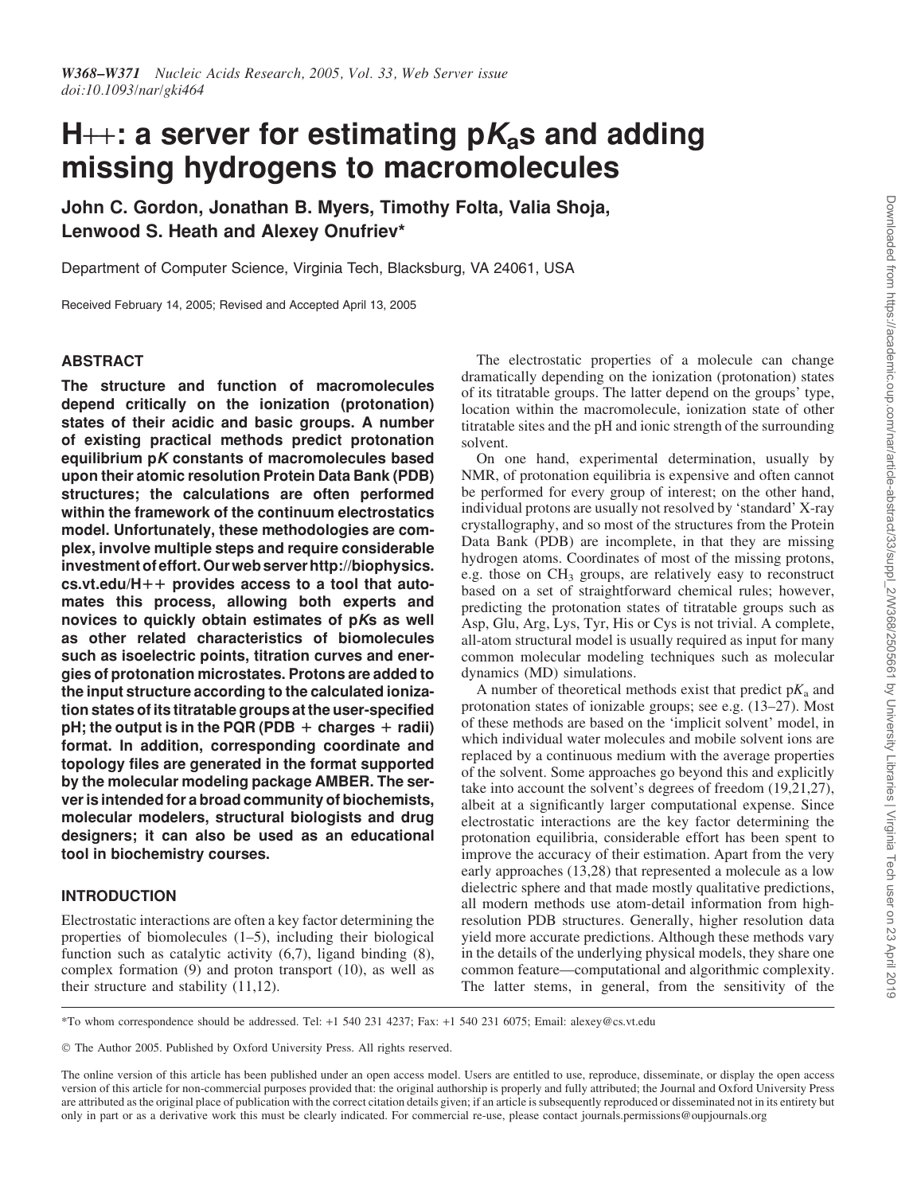# H++: a server for estimating p$K_a$s and adding missing hydrogens to macromolecules

**John C. Gordon, Jonathan B. Myers, Timothy Folta, Valia Shoja, Lenwood S. Heath and Alexey Onufriev***

Department of Computer Science, Virginia Tech, Blacksburg, VA 24061, USA

Received February 14, 2005; Revised and Accepted April 13, 2005

## ABSTRACT

**The structure and function of macromolecules depend critically on the ionization (protonation) states of their acidic and basic groups. A number of existing practical methods predict protonation equilibrium p*K* constants of macromolecules based upon their atomic resolution Protein Data Bank (PDB) structures; the calculations are often performed within the framework of the continuum electrostatics model. Unfortunately, these methodologies are complex, involve multiple steps and require considerable investment of effort. Our web server http://biophysics.cs.vt.edu/H++ provides access to a tool that automates this process, allowing both experts and novices to quickly obtain estimates of p*K*s as well as other related characteristics of biomolecules such as isoelectric points, titration curves and energies of protonation microstates. Protons are added to the input structure according to the calculated ionization states of its titratable groups at the user-specified pH; the output is in the PQR (PDB + charges + radii) format. In addition, corresponding coordinate and topology files are generated in the format supported by the molecular modeling package AMBER. The server is intended for a broad community of biochemists, molecular modelers, structural biologists and drug designers; it can also be used as an educational tool in biochemistry courses.**

## INTRODUCTION

Electrostatic interactions are often a key factor determining the properties of biomolecules (1–5), including their biological function such as catalytic activity (6,7), ligand binding (8), complex formation (9) and proton transport (10), as well as their structure and stability (11,12).

The electrostatic properties of a molecule can change dramatically depending on the ionization (protonation) states of its titratable groups. The latter depend on the groups' type, location within the macromolecule, ionization state of other titratable sites and the pH and ionic strength of the surrounding solvent.

On one hand, experimental determination, usually by NMR, of protonation equilibria is expensive and often cannot be performed for every group of interest; on the other hand, individual protons are usually not resolved by 'standard' X-ray crystallography, and so most of the structures from the Protein Data Bank (PDB) are incomplete, in that they are missing hydrogen atoms. Coordinates of most of the missing protons, e.g. those on $CH_3$ groups, are relatively easy to reconstruct based on a set of straightforward chemical rules; however, predicting the protonation states of titratable groups such as Asp, Glu, Arg, Lys, Tyr, His or Cys is not trivial. A complete, all-atom structural model is usually required as input for many common molecular modeling techniques such as molecular dynamics (MD) simulations.

A number of theoretical methods exist that predict p$K_a$ and protonation states of ionizable groups; see e.g. (13–27). Most of these methods are based on the 'implicit solvent' model, in which individual water molecules and mobile solvent ions are replaced by a continuous medium with the average properties of the solvent. Some approaches go beyond this and explicitly take into account the solvent's degrees of freedom (19,21,27), albeit at a significantly larger computational expense. Since electrostatic interactions are the key factor determining the protonation equilibria, considerable effort has been spent to improve the accuracy of their estimation. Apart from the very early approaches (13,28) that represented a molecule as a low dielectric sphere and that made mostly qualitative predictions, all modern methods use atom-detail information from high-resolution PDB structures. Generally, higher resolution data yield more accurate predictions. Although these methods vary in the details of the underlying physical models, they share one common feature—computational and algorithmic complexity. The latter stems, in general, from the sensitivity of the

*To whom correspondence should be addressed. Tel: +1 540 231 4237; Fax: +1 540 231 6075; Email: alexey@cs.vt.edu

© The Author 2005. Published by Oxford University Press. All rights reserved.

The online version of this article has been published under an open access model. Users are entitled to use, reproduce, disseminate, or display the open access version of this article for non-commercial purposes provided that: the original authorship is properly and fully attributed; the Journal and Oxford University Press are attributed as the original place of publication with the correct citation details given; if an article is subsequently reproduced or disseminated not in its entirety but only in part or as a derivative work this must be clearly indicated. For commercial re-use, please contact journals.permissions@oupjournals.org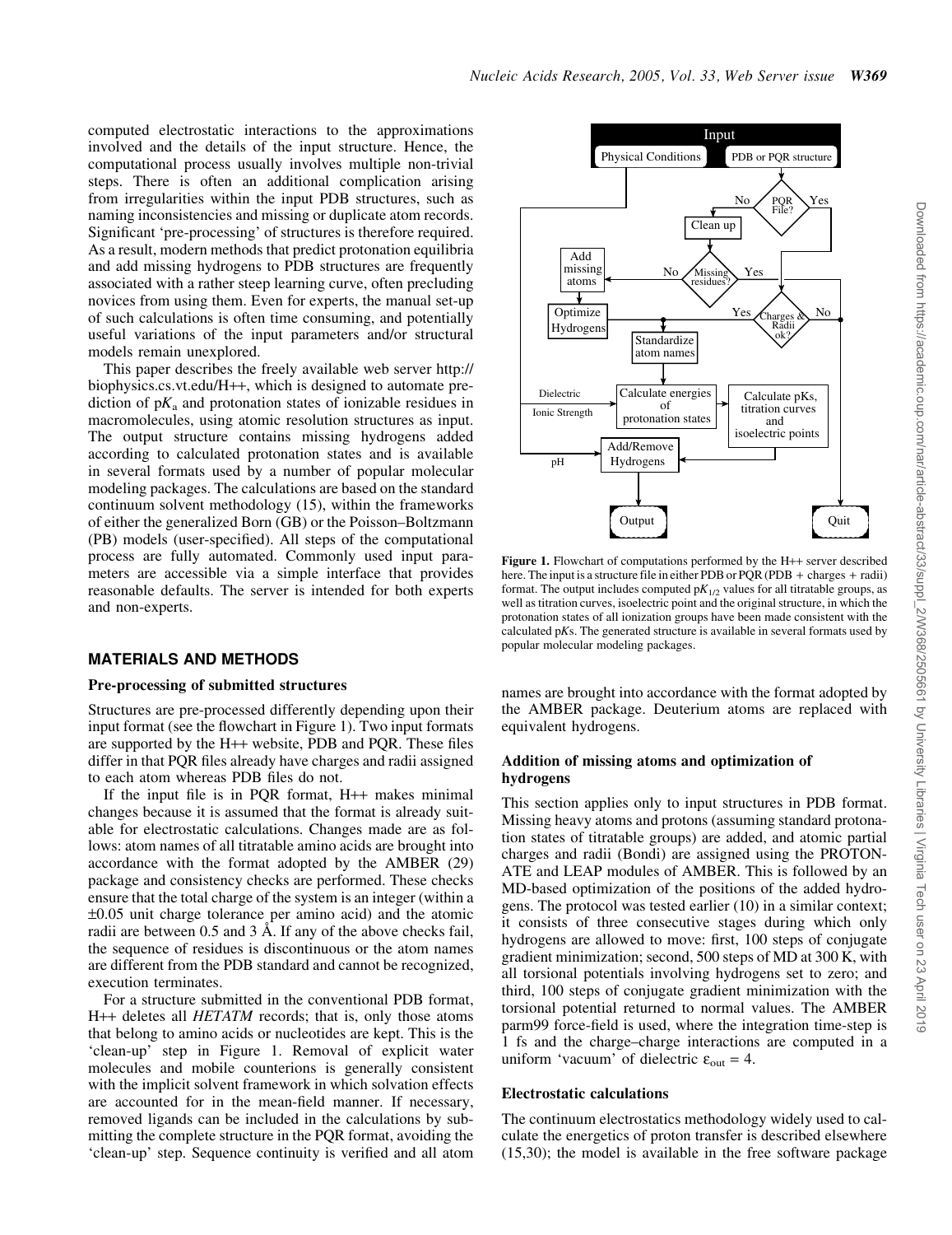computed electrostatic interactions to the approximations involved and the details of the input structure. Hence, the computational process usually involves multiple non-trivial steps. There is often an additional complication arising from irregularities within the input PDB structures, such as naming inconsistencies and missing or duplicate atom records. Significant 'pre-processing' of structures is therefore required. As a result, modern methods that predict protonation equilibria and add missing hydrogens to PDB structures are frequently associated with a rather steep learning curve, often precluding novices from using them. Even for experts, the manual set-up of such calculations is often time consuming, and potentially useful variations of the input parameters and/or structural models remain unexplored.

This paper describes the freely available web server http://biophysics.cs.vt.edu/H++, which is designed to automate prediction of p$K_a$ and protonation states of ionizable residues in macromolecules, using atomic resolution structures as input. The output structure contains missing hydrogens added according to calculated protonation states and is available in several formats used by a number of popular molecular modeling packages. The calculations are based on the standard continuum solvent methodology (15), within the frameworks of either the generalized Born (GB) or the Poisson–Boltzmann (PB) models (user-specified). All steps of the computational process are fully automated. Commonly used input parameters are accessible via a simple interface that provides reasonable defaults. The server is intended for both experts and non-experts.

**Figure 1.** Flowchart of computations performed by the H++ server described here. The input is a structure file in either PDB or PQR (PDB + charges + radii) format. The output includes computed p$K_{1/2}$ values for all titratable groups, as well as titration curves, isoelectric point and the original structure, in which the protonation states of all ionization groups have been made consistent with the calculated p*K*s. The generated structure is available in several formats used by popular molecular modeling packages.

## MATERIALS AND METHODS

### Pre-processing of submitted structures

Structures are pre-processed differently depending upon their input format (see the flowchart in Figure 1). Two input formats are supported by the H++ website, PDB and PQR. These files differ in that PQR files already have charges and radii assigned to each atom whereas PDB files do not.

If the input file is in PQR format, H++ makes minimal changes because it is assumed that the format is already suitable for electrostatic calculations. Changes made are as follows: atom names of all titratable amino acids are brought into accordance with the format adopted by the AMBER (29) package and consistency checks are performed. These checks ensure that the total charge of the system is an integer (within a ±0.05 unit charge tolerance per amino acid) and the atomic radii are between 0.5 and 3 Å. If any of the above checks fail, the sequence of residues is discontinuous or the atom names are different from the PDB standard and cannot be recognized, execution terminates.

For a structure submitted in the conventional PDB format, H++ deletes all *HETATM* records; that is, only those atoms that belong to amino acids or nucleotides are kept. This is the 'clean-up' step in Figure 1. Removal of explicit water molecules and mobile counterions is generally consistent with the implicit solvent framework in which solvation effects are accounted for in the mean-field manner. If necessary, removed ligands can be included in the calculations by submitting the complete structure in the PQR format, avoiding the 'clean-up' step. Sequence continuity is verified and all atom names are brought into accordance with the format adopted by the AMBER package. Deuterium atoms are replaced with equivalent hydrogens.

### Addition of missing atoms and optimization of hydrogens

This section applies only to input structures in PDB format. Missing heavy atoms and protons (assuming standard protonation states of titratable groups) are added, and atomic partial charges and radii (Bondi) are assigned using the PROTONATE and LEAP modules of AMBER. This is followed by an MD-based optimization of the positions of the added hydrogens. The protocol was tested earlier (10) in a similar context; it consists of three consecutive stages during which only hydrogens are allowed to move: first, 100 steps of conjugate gradient minimization; second, 500 steps of MD at 300 K, with all torsional potentials involving hydrogens set to zero; and third, 100 steps of conjugate gradient minimization with the torsional potential returned to normal values. The AMBER parm99 force-field is used, where the integration time-step is 1 fs and the charge–charge interactions are computed in a uniform 'vacuum' of dielectric $\varepsilon_{out} = 4$.

### Electrostatic calculations

The continuum electrostatics methodology widely used to calculate the energetics of proton transfer is described elsewhere (15,30); the model is available in the free software package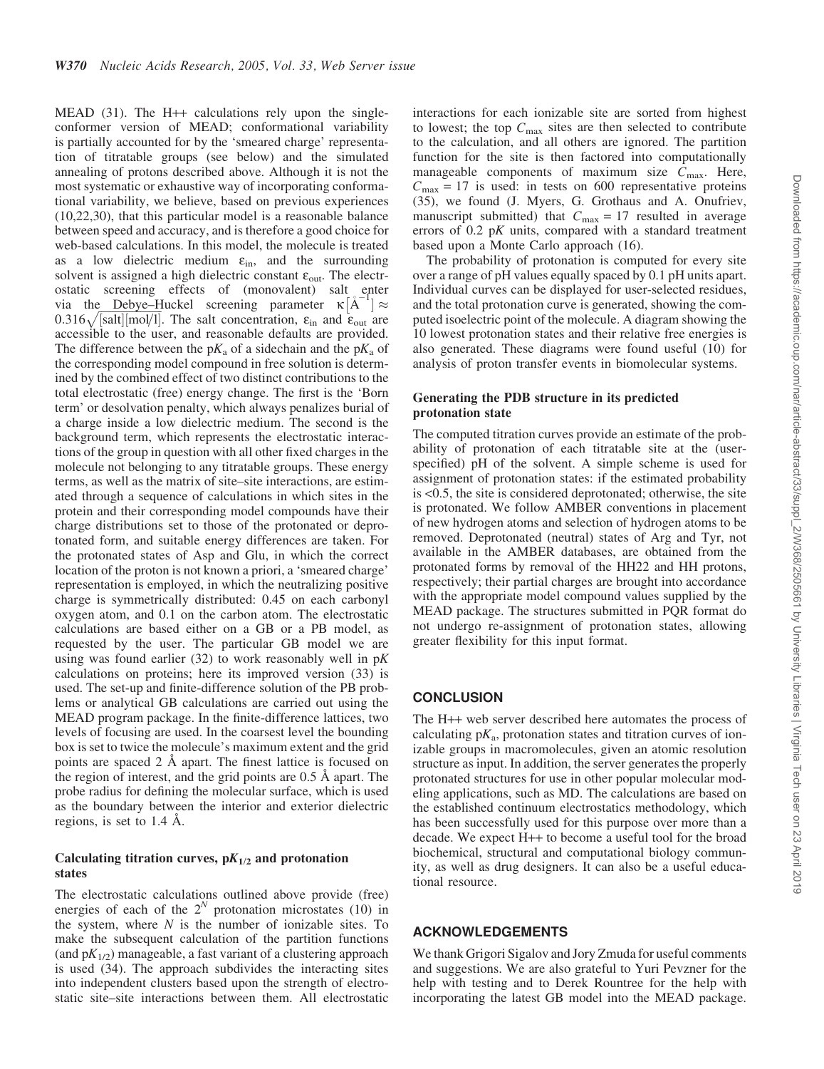MEAD (31). The H++ calculations rely upon the single-conformer version of MEAD; conformational variability is partially accounted for by the 'smeared charge' representation of titratable groups (see below) and the simulated annealing of protons described above. Although it is not the most systematic or exhaustive way of incorporating conformational variability, we believe, based on previous experiences (10,22,30), that this particular model is a reasonable balance between speed and accuracy, and is therefore a good choice for web-based calculations. In this model, the molecule is treated as a low dielectric medium $\varepsilon_{in}$, and the surrounding solvent is assigned a high dielectric constant $\varepsilon_{out}$. The electrostatic screening effects of (monovalent) salt enter via the Debye–Huckel screening parameter $\kappa[\text{Å}^{-1}] \approx 0.316\sqrt{[\text{salt}][\text{mol/l}]}$. The salt concentration, $\varepsilon_{in}$ and $\varepsilon_{out}$ are accessible to the user, and reasonable defaults are provided. The difference between the p$K_a$ of a sidechain and the p$K_a$ of the corresponding model compound in free solution is determined by the combined effect of two distinct contributions to the total electrostatic (free) energy change. The first is the 'Born term' or desolvation penalty, which always penalizes burial of a charge inside a low dielectric medium. The second is the background term, which represents the electrostatic interactions of the group in question with all other fixed charges in the molecule not belonging to any titratable groups. These energy terms, as well as the matrix of site–site interactions, are estimated through a sequence of calculations in which sites in the protein and their corresponding model compounds have their charge distributions set to those of the protonated or deprotonated form, and suitable energy differences are taken. For the protonated states of Asp and Glu, in which the correct location of the proton is not known a priori, a 'smeared charge' representation is employed, in which the neutralizing positive charge is symmetrically distributed: 0.45 on each carbonyl oxygen atom, and 0.1 on the carbon atom. The electrostatic calculations are based either on a GB or a PB model, as requested by the user. The particular GB model we are using was found earlier (32) to work reasonably well in p$K$ calculations on proteins; here its improved version (33) is used. The set-up and finite-difference solution of the PB problems or analytical GB calculations are carried out using the MEAD program package. In the finite-difference lattices, two levels of focusing are used. In the coarsest level the bounding box is set to twice the molecule's maximum extent and the grid points are spaced 2 Å apart. The finest lattice is focused on the region of interest, and the grid points are 0.5 Å apart. The probe radius for defining the molecular surface, which is used as the boundary between the interior and exterior dielectric regions, is set to 1.4 Å.

### Calculating titration curves, p$K_{1/2}$ and protonation states

The electrostatic calculations outlined above provide (free) energies of each of the $2^N$ protonation microstates (10) in the system, where $N$ is the number of ionizable sites. To make the subsequent calculation of the partition functions (and p$K_{1/2}$) manageable, a fast variant of a clustering approach is used (34). The approach subdivides the interacting sites into independent clusters based upon the strength of electrostatic site–site interactions between them. All electrostatic interactions for each ionizable site are sorted from highest to lowest; the top $C_{max}$ sites are then selected to contribute to the calculation, and all others are ignored. The partition function for the site is then factored into computationally manageable components of maximum size $C_{max}$. Here, $C_{max} = 17$ is used: in tests on 600 representative proteins (35), we found (J. Myers, G. Grothaus and A. Onufriev, manuscript submitted) that $C_{max} = 17$ resulted in average errors of 0.2 p$K$ units, compared with a standard treatment based upon a Monte Carlo approach (16).

The probability of protonation is computed for every site over a range of pH values equally spaced by 0.1 pH units apart. Individual curves can be displayed for user-selected residues, and the total protonation curve is generated, showing the computed isoelectric point of the molecule. A diagram showing the 10 lowest protonation states and their relative free energies is also generated. These diagrams were found useful (10) for analysis of proton transfer events in biomolecular systems.

### Generating the PDB structure in its predicted protonation state

The computed titration curves provide an estimate of the probability of protonation of each titratable site at the (user-specified) pH of the solvent. A simple scheme is used for assignment of protonation states: if the estimated probability is <0.5, the site is considered deprotonated; otherwise, the site is protonated. We follow AMBER conventions in placement of new hydrogen atoms and selection of hydrogen atoms to be removed. Deprotonated (neutral) states of Arg and Tyr, not available in the AMBER databases, are obtained from the protonated forms by removal of the HH22 and HH protons, respectively; their partial charges are brought into accordance with the appropriate model compound values supplied by the MEAD package. The structures submitted in PQR format do not undergo re-assignment of protonation states, allowing greater flexibility for this input format.

## CONCLUSION

The H++ web server described here automates the process of calculating p$K_a$, protonation states and titration curves of ionizable groups in macromolecules, given an atomic resolution structure as input. In addition, the server generates the properly protonated structures for use in other popular molecular modeling applications, such as MD. The calculations are based on the established continuum electrostatics methodology, which has been successfully used for this purpose over more than a decade. We expect H++ to become a useful tool for the broad biochemical, structural and computational biology community, as well as drug designers. It can also be a useful educational resource.

## ACKNOWLEDGEMENTS

We thank Grigori Sigalov and Jory Zmuda for useful comments and suggestions. We are also grateful to Yuri Pevzner for the help with testing and to Derek Rountree for the help with incorporating the latest GB model into the MEAD package.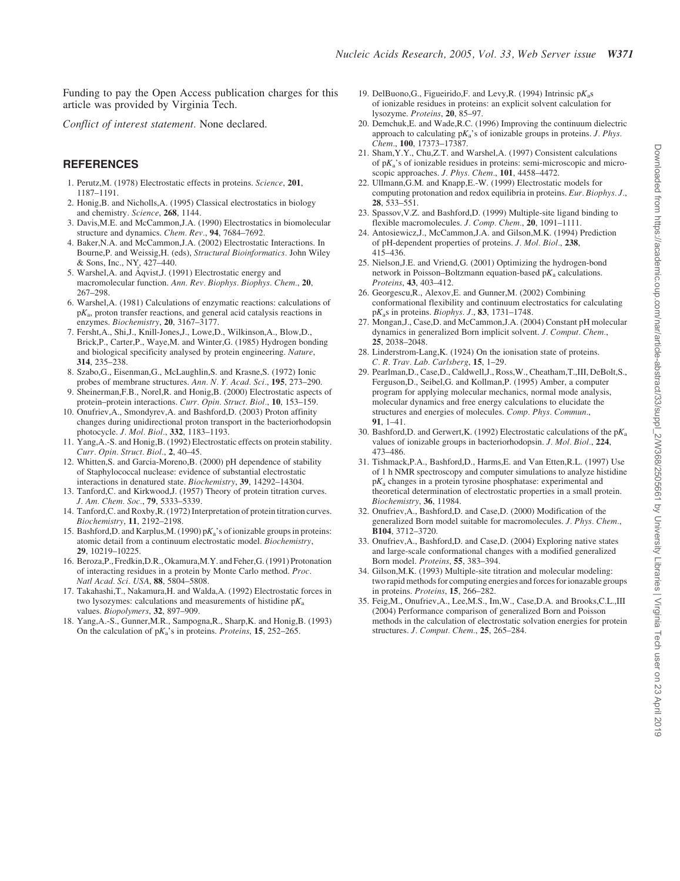Funding to pay the Open Access publication charges for this article was provided by Virginia Tech.

*Conflict of interest statement*. None declared.

## REFERENCES

1. Perutz,M. (1978) Electrostatic effects in proteins. *Science*, **201**, 1187–1191.
2. Honig,B. and Nicholls,A. (1995) Classical electrostatics in biology and chemistry. *Science*, **268**, 1144.
3. Davis,M.E. and McCammon,J.A. (1990) Electrostatics in biomolecular structure and dynamics. *Chem. Rev*., **94**, 7684–7692.
4. Baker,N.A. and McCammon,J.A. (2002) Electrostatic Interactions. In Bourne,P. and Weissig,H. (eds), *Structural Bioinformatics*. John Wiley & Sons, Inc., NY, 427–440.
5. Warshel,A. and Åqvist,J. (1991) Electrostatic energy and macromolecular function. *Ann. Rev. Biophys. Biophys. Chem*., **20**, 267–298.
6. Warshel,A. (1981) Calculations of enzymatic reactions: calculations of p$K_a$, proton transfer reactions, and general acid catalysis reactions in enzymes. *Biochemistry*, **20**, 3167–3177.
7. Fersht,A., Shi,J., Knill-Jones,J., Lowe,D., Wilkinson,A., Blow,D., Brick,P., Carter,P., Waye,M. and Winter,G. (1985) Hydrogen bonding and biological specificity analysed by protein engineering. *Nature*, **314**, 235–238.
8. Szabo,G., Eisenman,G., McLaughlin,S. and Krasne,S. (1972) Ionic probes of membrane structures. *Ann. N. Y. Acad. Sci*., **195**, 273–290.
9. Sheinerman,F.B., Norel,R. and Honig,B. (2000) Electrostatic aspects of protein–protein interactions. *Curr. Opin. Struct. Biol*., **10**, 153–159.
10. Onufriev,A., Smondyrev,A. and Bashford,D. (2003) Proton affinity changes during unidirectional proton transport in the bacteriorhodopsin photocycle. *J. Mol. Biol*., **332**, 1183–1193.
11. Yang,A.-S. and Honig,B. (1992) Electrostatic effects on protein stability. *Curr. Opin. Struct. Biol*., **2**, 40–45.
12. Whitten,S. and Garcia-Moreno,B. (2000) pH dependence of stability of Staphylococcal nuclease: evidence of substantial electrostatic interactions in denatured state. *Biochemistry*, **39**, 14292–14304.
13. Tanford,C. and Kirkwood,J. (1957) Theory of protein titration curves. *J. Am. Chem. Soc*., **79**, 5333–5339.
14. Tanford,C. and Roxby,R. (1972) Interpretation of protein titration curves. *Biochemistry*, **11**, 2192–2198.
15. Bashford,D. and Karplus,M. (1990) p$K_a$'s of ionizable groups in proteins: atomic detail from a continuum electrostatic model. *Biochemistry*, **29**, 10219–10225.
16. Beroza,P., Fredkin,D.R., Okamura,M.Y. and Feher,G. (1991) Protonation of interacting residues in a protein by Monte Carlo method. *Proc. Natl Acad. Sci. USA*, **88**, 5804–5808.
17. Takahashi,T., Nakamura,H. and Walda,A. (1992) Electrostatic forces in two lysozymes: calculations and measurements of histidine p$K_a$ values. *Biopolymers*, **32**, 897–909.
18. Yang,A.-S., Gunner,M.R., Sampogna,R., Sharp,K. and Honig,B. (1993) On the calculation of p$K_a$'s in proteins. *Proteins*, **15**, 252–265.
19. DelBuono,G., Figueirido,F. and Levy,R. (1994) Intrinsic p$K_a$s of ionizable residues in proteins: an explicit solvent calculation for lysozyme. *Proteins*, **20**, 85–97.
20. Demchuk,E. and Wade,R.C. (1996) Improving the continuum dielectric approach to calculating p$K_a$'s of ionizable groups in proteins. *J. Phys. Chem*., **100**, 17373–17387.
21. Sham,Y.Y., Chu,Z.T. and Warshel,A. (1997) Consistent calculations of p$K_a$'s of ionizable residues in proteins: semi-microscopic and microscopic approaches. *J. Phys. Chem*., **101**, 4458–4472.
22. Ullmann,G.M. and Knapp,E.-W. (1999) Electrostatic models for computing protonation and redox equilibria in proteins. *Eur. Biophys. J*., **28**, 533–551.
23. Spassov,V.Z. and Bashford,D. (1999) Multiple-site ligand binding to flexible macromolecules. *J. Comp. Chem*., **20**, 1091–1111.
24. Antosiewicz,J., McCammon,J.A. and Gilson,M.K. (1994) Prediction of pH-dependent properties of proteins. *J. Mol. Biol*., **238**, 415–436.
25. Nielson,J.E. and Vriend,G. (2001) Optimizing the hydrogen-bond network in Poisson–Boltzmann equation-based p$K_a$ calculations. *Proteins*, **43**, 403–412.
26. Georgescu,R., Alexov,E. and Gunner,M. (2002) Combining conformational flexibility and continuum electrostatics for calculating p$K_a$s in proteins. *Biophys. J*., **83**, 1731–1748.
27. Mongan,J., Case,D. and McCammon,J.A. (2004) Constant pH molecular dynamics in generalized Born implicit solvent. *J. Comput. Chem*., **25**, 2038–2048.
28. Linderstrom-Lang,K. (1924) On the ionisation state of proteins. *C. R. Trav. Lab. Carlsberg*, **15**, 1–29.
29. Pearlman,D., Case,D., Caldwell,J., Ross,W., Cheatham,T.,III, DeBolt,S., Ferguson,D., Seibel,G. and Kollman,P. (1995) Amber, a computer program for applying molecular mechanics, normal mode analysis, molecular dynamics and free energy calculations to elucidate the structures and energies of molecules. *Comp. Phys. Commun*., **91**, 1–41.
30. Bashford,D. and Gerwert,K. (1992) Electrostatic calculations of the p$K_a$ values of ionizable groups in bacteriorhodopsin. *J. Mol. Biol*., **224**, 473–486.
31. Tishmack,P.A., Bashford,D., Harms,E. and Van Etten,R.L. (1997) Use of 1 h NMR spectroscopy and computer simulations to analyze histidine p$K_a$ changes in a protein tyrosine phosphatase: experimental and theoretical determination of electrostatic properties in a small protein. *Biochemistry*, **36**, 11984.
32. Onufriev,A., Bashford,D. and Case,D. (2000) Modification of the generalized Born model suitable for macromolecules. *J. Phys. Chem*., **B104**, 3712–3720.
33. Onufriev,A., Bashford,D. and Case,D. (2004) Exploring native states and large-scale conformational changes with a modified generalized Born model. *Proteins*, **55**, 383–394.
34. Gilson,M.K. (1993) Multiple-site titration and molecular modeling: two rapid methods for computing energies and forces for ionazable groups in proteins. *Proteins*, **15**, 266–282.
35. Feig,M., Onufriev,A., Lee,M.S., Im,W., Case,D.A. and Brooks,C.L.,III (2004) Performance comparison of generalized Born and Poisson methods in the calculation of electrostatic solvation energies for protein structures. *J. Comput. Chem*., **25**, 265–284.